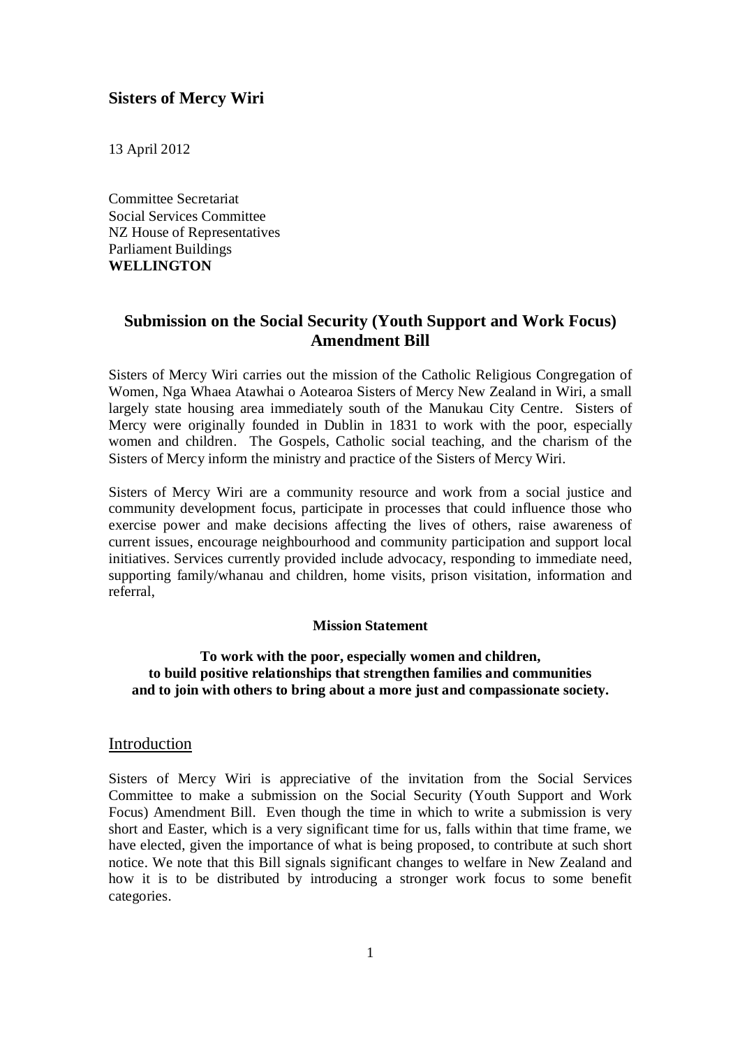## Sisters of Mercy Wiri

13 April 2012

Committee Secretariat
Social Services Committee
NZ House of Representatives
Parliament Buildings
**WELLINGTON**

## Submission on the Social Security (Youth Support and Work Focus) Amendment Bill

Sisters of Mercy Wiri carries out the mission of the Catholic Religious Congregation of Women, Nga Whaea Atawhai o Aotearoa Sisters of Mercy New Zealand in Wiri, a small largely state housing area immediately south of the Manukau City Centre. Sisters of Mercy were originally founded in Dublin in 1831 to work with the poor, especially women and children. The Gospels, Catholic social teaching, and the charism of the Sisters of Mercy inform the ministry and practice of the Sisters of Mercy Wiri.

Sisters of Mercy Wiri are a community resource and work from a social justice and community development focus, participate in processes that could influence those who exercise power and make decisions affecting the lives of others, raise awareness of current issues, encourage neighbourhood and community participation and support local initiatives. Services currently provided include advocacy, responding to immediate need, supporting family/whanau and children, home visits, prison visitation, information and referral,

**Mission Statement**

**To work with the poor, especially women and children, to build positive relationships that strengthen families and communities and to join with others to bring about a more just and compassionate society.**

### Introduction

Sisters of Mercy Wiri is appreciative of the invitation from the Social Services Committee to make a submission on the Social Security (Youth Support and Work Focus) Amendment Bill. Even though the time in which to write a submission is very short and Easter, which is a very significant time for us, falls within that time frame, we have elected, given the importance of what is being proposed, to contribute at such short notice. We note that this Bill signals significant changes to welfare in New Zealand and how it is to be distributed by introducing a stronger work focus to some benefit categories.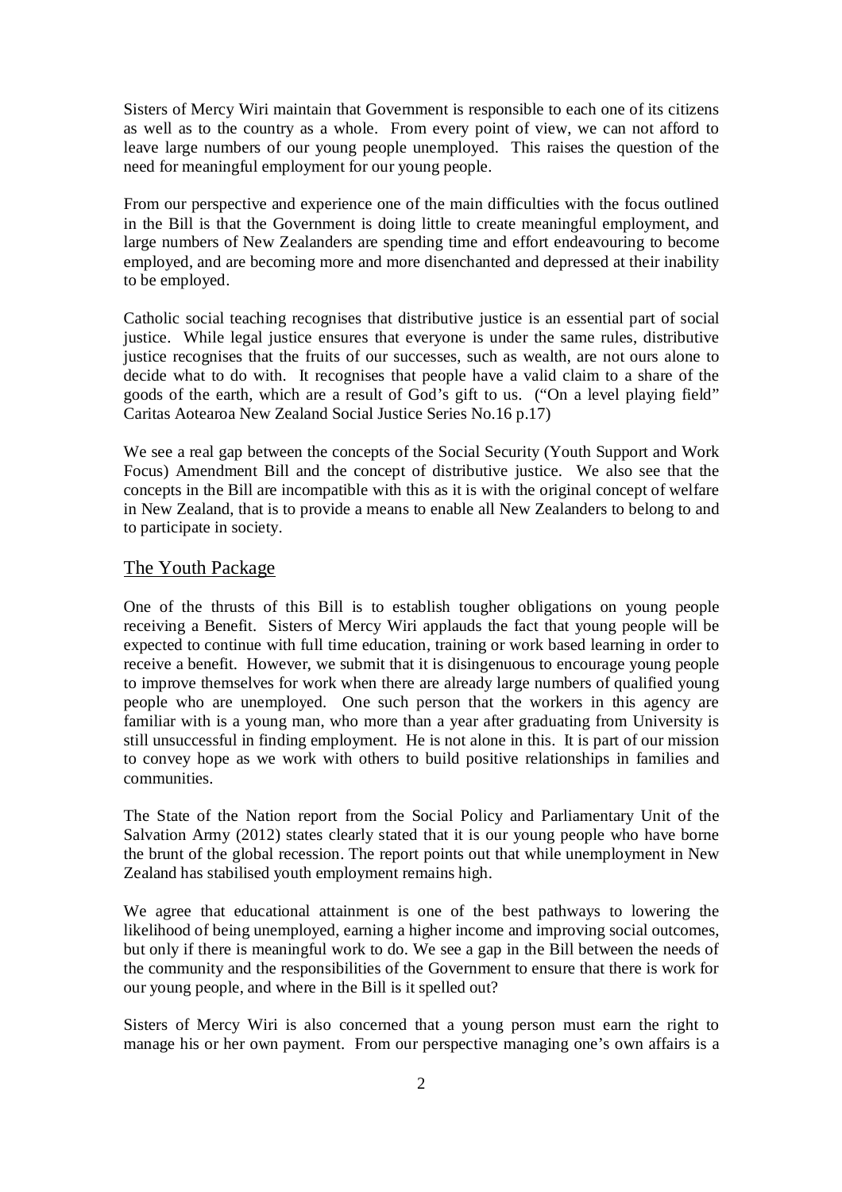Sisters of Mercy Wiri maintain that Government is responsible to each one of its citizens as well as to the country as a whole. From every point of view, we can not afford to leave large numbers of our young people unemployed. This raises the question of the need for meaningful employment for our young people.

From our perspective and experience one of the main difficulties with the focus outlined in the Bill is that the Government is doing little to create meaningful employment, and large numbers of New Zealanders are spending time and effort endeavouring to become employed, and are becoming more and more disenchanted and depressed at their inability to be employed.

Catholic social teaching recognises that distributive justice is an essential part of social justice. While legal justice ensures that everyone is under the same rules, distributive justice recognises that the fruits of our successes, such as wealth, are not ours alone to decide what to do with. It recognises that people have a valid claim to a share of the goods of the earth, which are a result of God's gift to us. ("On a level playing field" Caritas Aotearoa New Zealand Social Justice Series No.16 p.17)

We see a real gap between the concepts of the Social Security (Youth Support and Work Focus) Amendment Bill and the concept of distributive justice. We also see that the concepts in the Bill are incompatible with this as it is with the original concept of welfare in New Zealand, that is to provide a means to enable all New Zealanders to belong to and to participate in society.

## The Youth Package

One of the thrusts of this Bill is to establish tougher obligations on young people receiving a Benefit. Sisters of Mercy Wiri applauds the fact that young people will be expected to continue with full time education, training or work based learning in order to receive a benefit. However, we submit that it is disingenuous to encourage young people to improve themselves for work when there are already large numbers of qualified young people who are unemployed. One such person that the workers in this agency are familiar with is a young man, who more than a year after graduating from University is still unsuccessful in finding employment. He is not alone in this. It is part of our mission to convey hope as we work with others to build positive relationships in families and communities.

The State of the Nation report from the Social Policy and Parliamentary Unit of the Salvation Army (2012) states clearly stated that it is our young people who have borne the brunt of the global recession. The report points out that while unemployment in New Zealand has stabilised youth employment remains high.

We agree that educational attainment is one of the best pathways to lowering the likelihood of being unemployed, earning a higher income and improving social outcomes, but only if there is meaningful work to do. We see a gap in the Bill between the needs of the community and the responsibilities of the Government to ensure that there is work for our young people, and where in the Bill is it spelled out?

Sisters of Mercy Wiri is also concerned that a young person must earn the right to manage his or her own payment. From our perspective managing one's own affairs is a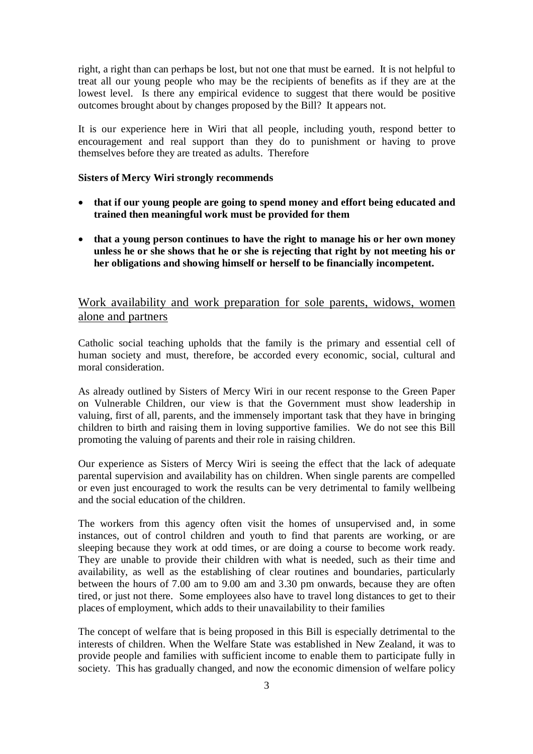right, a right than can perhaps be lost, but not one that must be earned. It is not helpful to treat all our young people who may be the recipients of benefits as if they are at the lowest level. Is there any empirical evidence to suggest that there would be positive outcomes brought about by changes proposed by the Bill? It appears not.

It is our experience here in Wiri that all people, including youth, respond better to encouragement and real support than they do to punishment or having to prove themselves before they are treated as adults. Therefore

**Sisters of Mercy Wiri strongly recommends**

- **that if our young people are going to spend money and effort being educated and trained then meaningful work must be provided for them**
- **that a young person continues to have the right to manage his or her own money unless he or she shows that he or she is rejecting that right by not meeting his or her obligations and showing himself or herself to be financially incompetent.**

## Work availability and work preparation for sole parents, widows, women alone and partners

Catholic social teaching upholds that the family is the primary and essential cell of human society and must, therefore, be accorded every economic, social, cultural and moral consideration.

As already outlined by Sisters of Mercy Wiri in our recent response to the Green Paper on Vulnerable Children, our view is that the Government must show leadership in valuing, first of all, parents, and the immensely important task that they have in bringing children to birth and raising them in loving supportive families. We do not see this Bill promoting the valuing of parents and their role in raising children.

Our experience as Sisters of Mercy Wiri is seeing the effect that the lack of adequate parental supervision and availability has on children. When single parents are compelled or even just encouraged to work the results can be very detrimental to family wellbeing and the social education of the children.

The workers from this agency often visit the homes of unsupervised and, in some instances, out of control children and youth to find that parents are working, or are sleeping because they work at odd times, or are doing a course to become work ready. They are unable to provide their children with what is needed, such as their time and availability, as well as the establishing of clear routines and boundaries, particularly between the hours of 7.00 am to 9.00 am and 3.30 pm onwards, because they are often tired, or just not there. Some employees also have to travel long distances to get to their places of employment, which adds to their unavailability to their families

The concept of welfare that is being proposed in this Bill is especially detrimental to the interests of children. When the Welfare State was established in New Zealand, it was to provide people and families with sufficient income to enable them to participate fully in society. This has gradually changed, and now the economic dimension of welfare policy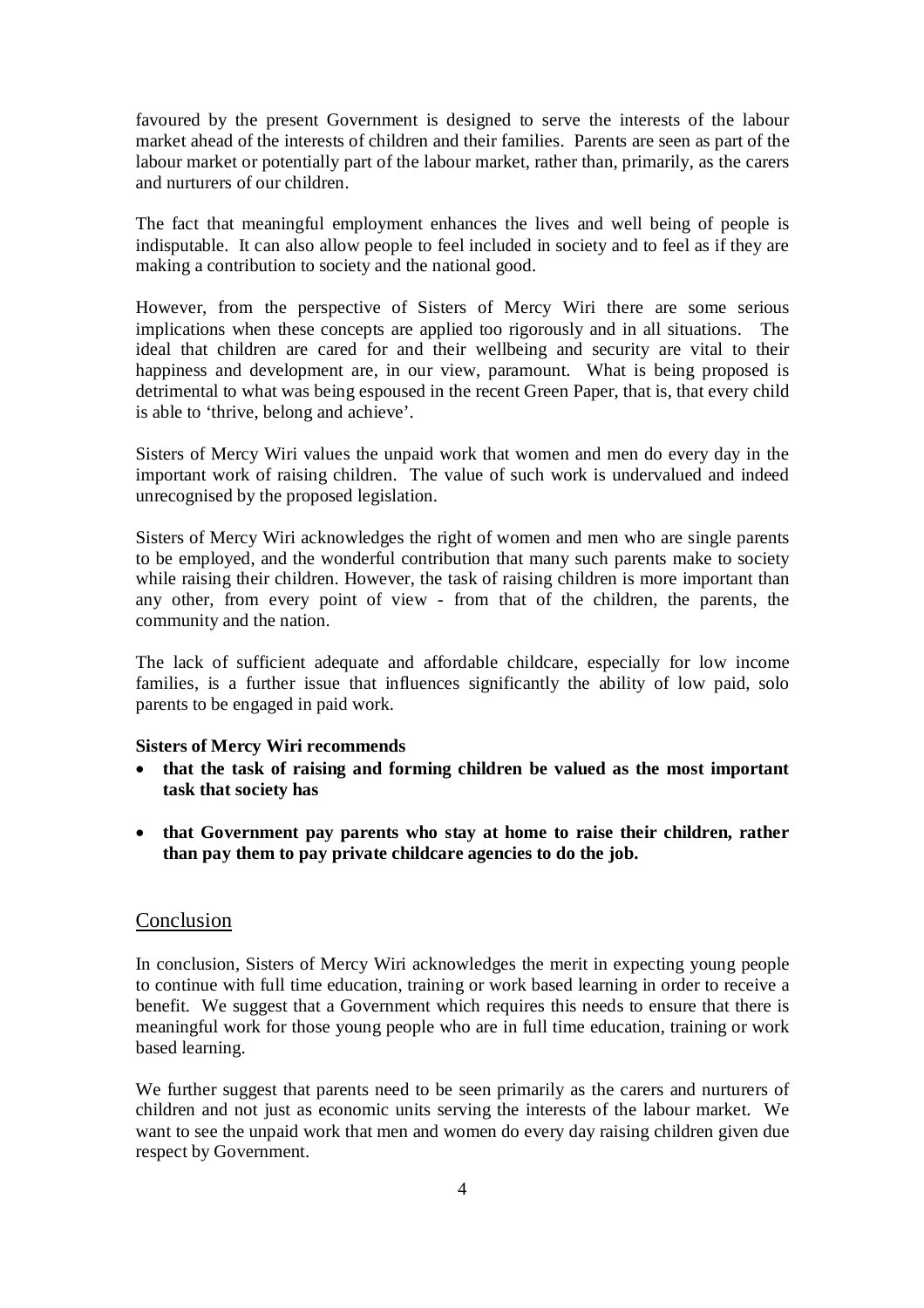favoured by the present Government is designed to serve the interests of the labour market ahead of the interests of children and their families. Parents are seen as part of the labour market or potentially part of the labour market, rather than, primarily, as the carers and nurturers of our children.

The fact that meaningful employment enhances the lives and well being of people is indisputable. It can also allow people to feel included in society and to feel as if they are making a contribution to society and the national good.

However, from the perspective of Sisters of Mercy Wiri there are some serious implications when these concepts are applied too rigorously and in all situations. The ideal that children are cared for and their wellbeing and security are vital to their happiness and development are, in our view, paramount. What is being proposed is detrimental to what was being espoused in the recent Green Paper, that is, that every child is able to 'thrive, belong and achieve'.

Sisters of Mercy Wiri values the unpaid work that women and men do every day in the important work of raising children. The value of such work is undervalued and indeed unrecognised by the proposed legislation.

Sisters of Mercy Wiri acknowledges the right of women and men who are single parents to be employed, and the wonderful contribution that many such parents make to society while raising their children. However, the task of raising children is more important than any other, from every point of view - from that of the children, the parents, the community and the nation.

The lack of sufficient adequate and affordable childcare, especially for low income families, is a further issue that influences significantly the ability of low paid, solo parents to be engaged in paid work.

**Sisters of Mercy Wiri recommends**

- **that the task of raising and forming children be valued as the most important task that society has**
- **that Government pay parents who stay at home to raise their children, rather than pay them to pay private childcare agencies to do the job.**

## Conclusion

In conclusion, Sisters of Mercy Wiri acknowledges the merit in expecting young people to continue with full time education, training or work based learning in order to receive a benefit. We suggest that a Government which requires this needs to ensure that there is meaningful work for those young people who are in full time education, training or work based learning.

We further suggest that parents need to be seen primarily as the carers and nurturers of children and not just as economic units serving the interests of the labour market. We want to see the unpaid work that men and women do every day raising children given due respect by Government.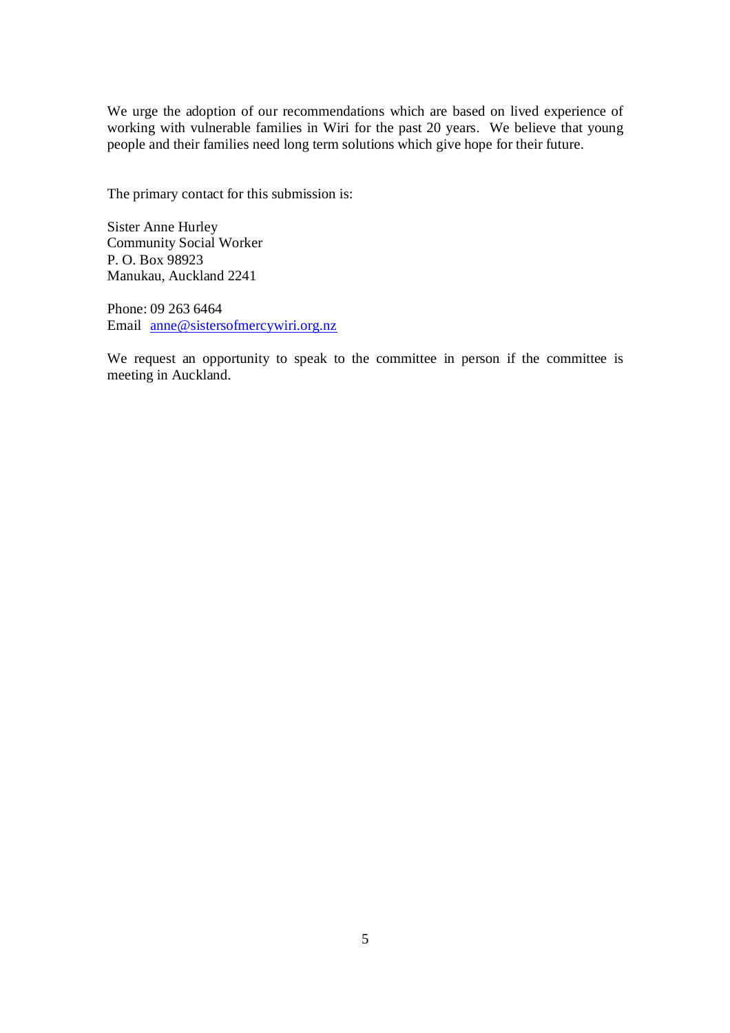We urge the adoption of our recommendations which are based on lived experience of working with vulnerable families in Wiri for the past 20 years. We believe that young people and their families need long term solutions which give hope for their future.

The primary contact for this submission is:

Sister Anne Hurley
Community Social Worker
P. O. Box 98923
Manukau, Auckland 2241

Phone: 09 263 6464
Email anne@sistersofmercywiri.org.nz

We request an opportunity to speak to the committee in person if the committee is meeting in Auckland.